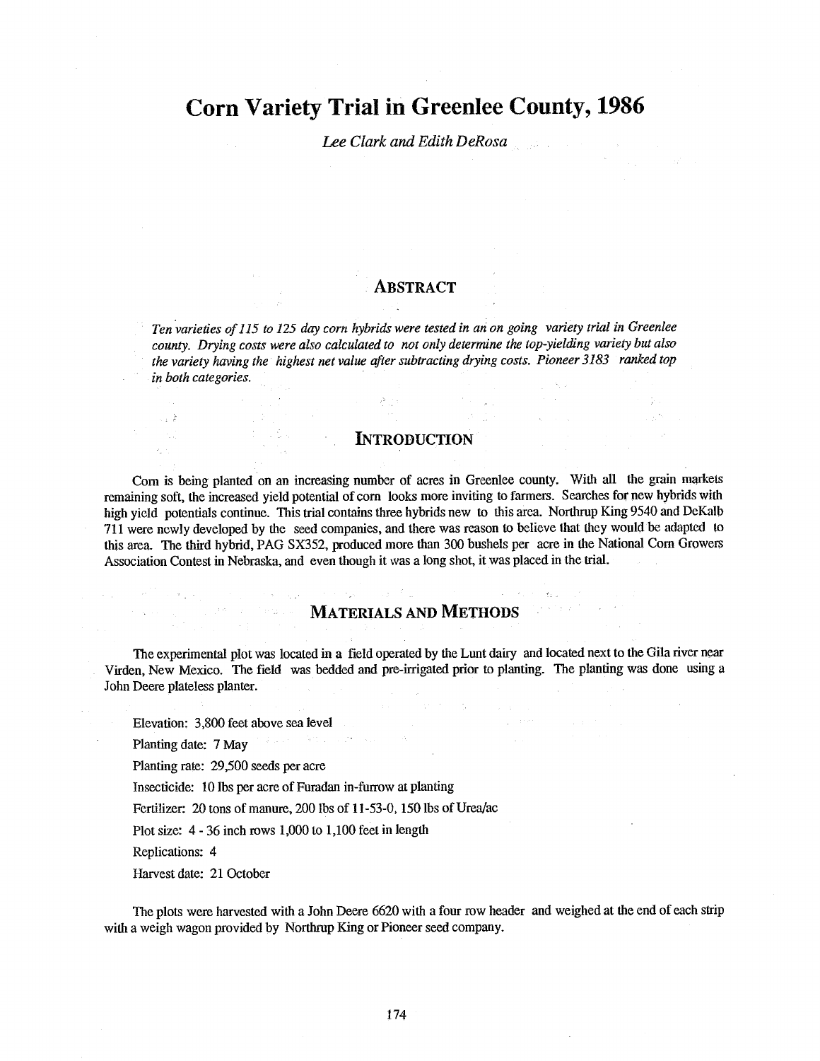# Corn Variety Trial in Greenlee County, 1986

*Lee Clark and Edith DeRosa*

## Abstract

*Ten varieties of 115 to 125 day corn hybrids were tested in an on going variety trial in Greenlee county. Drying costs were also calculated to not only determine the top-yielding variety but also the variety having the highest net value after subtracting drying costs. Pioneer 3183 ranked top in both categories.*

## Introduction

Corn is being planted on an increasing number of acres in Greenlee county. With all the grain markets remaining soft, the increased yield potential of corn looks more inviting to farmers. Searches for new hybrids with high yield potentials continue. This trial contains three hybrids new to this area. Northrup King 9540 and DeKalb 711 were newly developed by the seed companies, and there was reason to believe that they would be adapted to this area. The third hybrid, PAG SX352, produced more than 300 bushels per acre in the National Corn Growers Association Contest in Nebraska, and even though it was a long shot, it was placed in the trial.

## Materials and Methods

The experimental plot was located in a field operated by the Lunt dairy and located next to the Gila river near Virden, New Mexico. The field was bedded and pre-irrigated prior to planting. The planting was done using a John Deere plateless planter.

Elevation: 3,800 feet above sea level

Planting date: 7 May

Planting rate: 29,500 seeds per acre

Insecticide: 10 lbs per acre of Furadan in-furrow at planting

Fertilizer: 20 tons of manure, 200 lbs of 11-53-0, 150 lbs of Urea/ac

Plot size: 4 - 36 inch rows 1,000 to 1,100 feet in length

Replications: 4

Harvest date: 21 October

The plots were harvested with a John Deere 6620 with a four row header and weighed at the end of each strip with a weigh wagon provided by Northrup King or Pioneer seed company.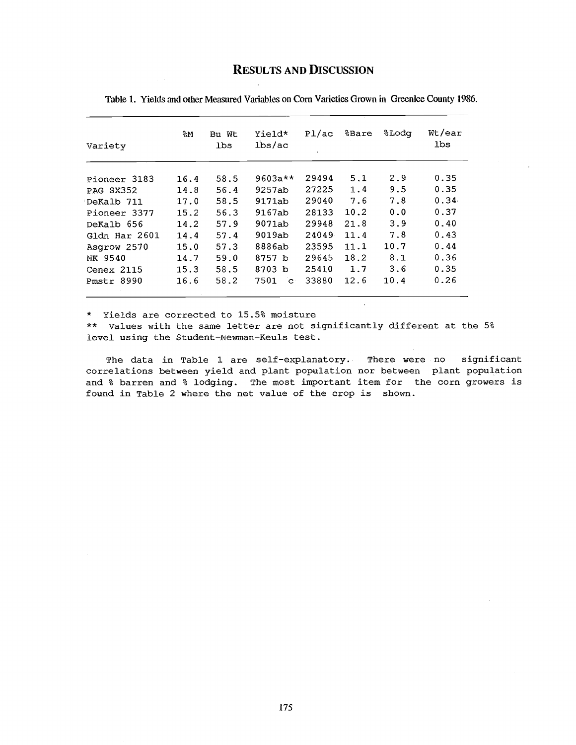## Results and Discussion

Table 1. Yields and other Measured Variables on Corn Varieties Grown in Greenlee County 1986.

| Variety | %M | Bu Wt lbs | Yield* lbs/ac | Pl/ac | %Bare | %Lodg | Wt/ear lbs |
|---|---|---|---|---|---|---|---|
| Pioneer 3183 | 16.4 | 58.5 | 9603a** | 29494 | 5.1 | 2.9 | 0.35 |
| PAG SX352 | 14.8 | 56.4 | 9257ab | 27225 | 1.4 | 9.5 | 0.35 |
| DeKalb 711 | 17.0 | 58.5 | 9171ab | 29040 | 7.6 | 7.8 | 0.34 |
| Pioneer 3377 | 15.2 | 56.3 | 9167ab | 28133 | 10.2 | 0.0 | 0.37 |
| DeKalb 656 | 14.2 | 57.9 | 9071ab | 29948 | 21.8 | 3.9 | 0.40 |
| Gldn Har 2601 | 14.4 | 57.4 | 9019ab | 24049 | 11.4 | 7.8 | 0.43 |
| Asgrow 2570 | 15.0 | 57.3 | 8886ab | 23595 | 11.1 | 10.7 | 0.44 |
| NK 9540 | 14.7 | 59.0 | 8757 b | 29645 | 18.2 | 8.1 | 0.36 |
| Cenex 2115 | 15.3 | 58.5 | 8703 b | 25410 | 1.7 | 3.6 | 0.35 |
| Pmstr 8990 | 16.6 | 58.2 | 7501 c | 33880 | 12.6 | 10.4 | 0.26 |

* Yields are corrected to 15.5% moisture

** Values with the same letter are not significantly different at the 5% level using the Student-Newman-Keuls test.

The data in Table 1 are self-explanatory. There were no significant correlations between yield and plant population nor between plant population and % barren and % lodging. The most important item for the corn growers is found in Table 2 where the net value of the crop is shown.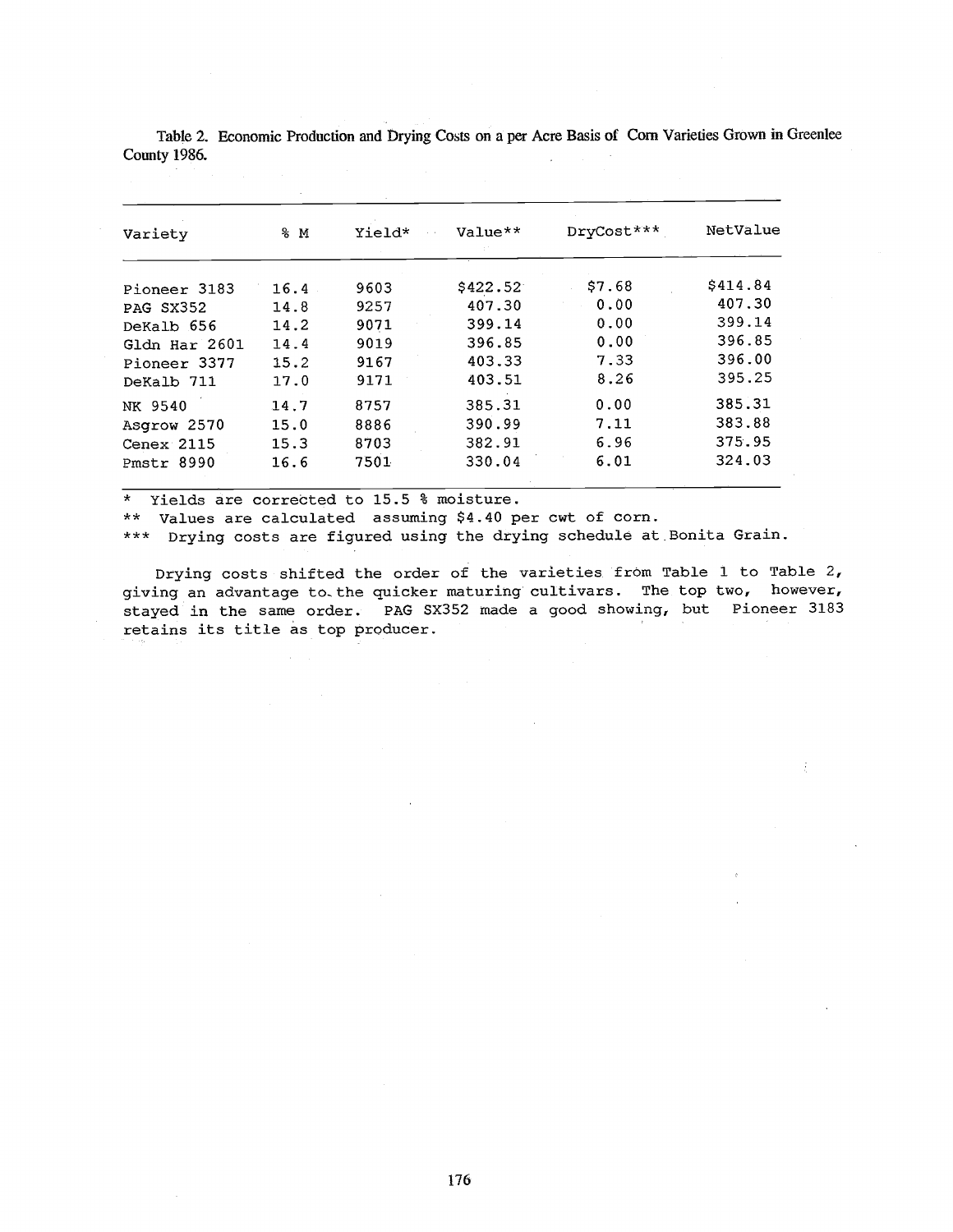Table 2. Economic Production and Drying Costs on a per Acre Basis of Corn Varieties Grown in Greenlee County 1986.

| Variety | % M | Yield* | Value** | DryCost*** | NetValue |
|---|---|---|---|---|---|
| Pioneer 3183 | 16.4 | 9603 | $422.52 | $7.68 | $414.84 |
| PAG SX352 | 14.8 | 9257 | 407.30 | 0.00 | 407.30 |
| DeKalb 656 | 14.2 | 9071 | 399.14 | 0.00 | 399.14 |
| Gldn Har 2601 | 14.4 | 9019 | 396.85 | 0.00 | 396.85 |
| Pioneer 3377 | 15.2 | 9167 | 403.33 | 7.33 | 396.00 |
| DeKalb 711 | 17.0 | 9171 | 403.51 | 8.26 | 395.25 |
| NK 9540 | 14.7 | 8757 | 385.31 | 0.00 | 385.31 |
| Asgrow 2570 | 15.0 | 8886 | 390.99 | 7.11 | 383.88 |
| Cenex 2115 | 15.3 | 8703 | 382.91 | 6.96 | 375.95 |
| Pmstr 8990 | 16.6 | 7501 | 330.04 | 6.01 | 324.03 |

\* Yields are corrected to 15.5 % moisture.

\*\* Values are calculated assuming $4.40 per cwt of corn.

\*\*\* Drying costs are figured using the drying schedule at Bonita Grain.

Drying costs shifted the order of the varieties from Table 1 to Table 2, giving an advantage to the quicker maturing cultivars. The top two, however, stayed in the same order. PAG SX352 made a good showing, but Pioneer 3183 retains its title as top producer.